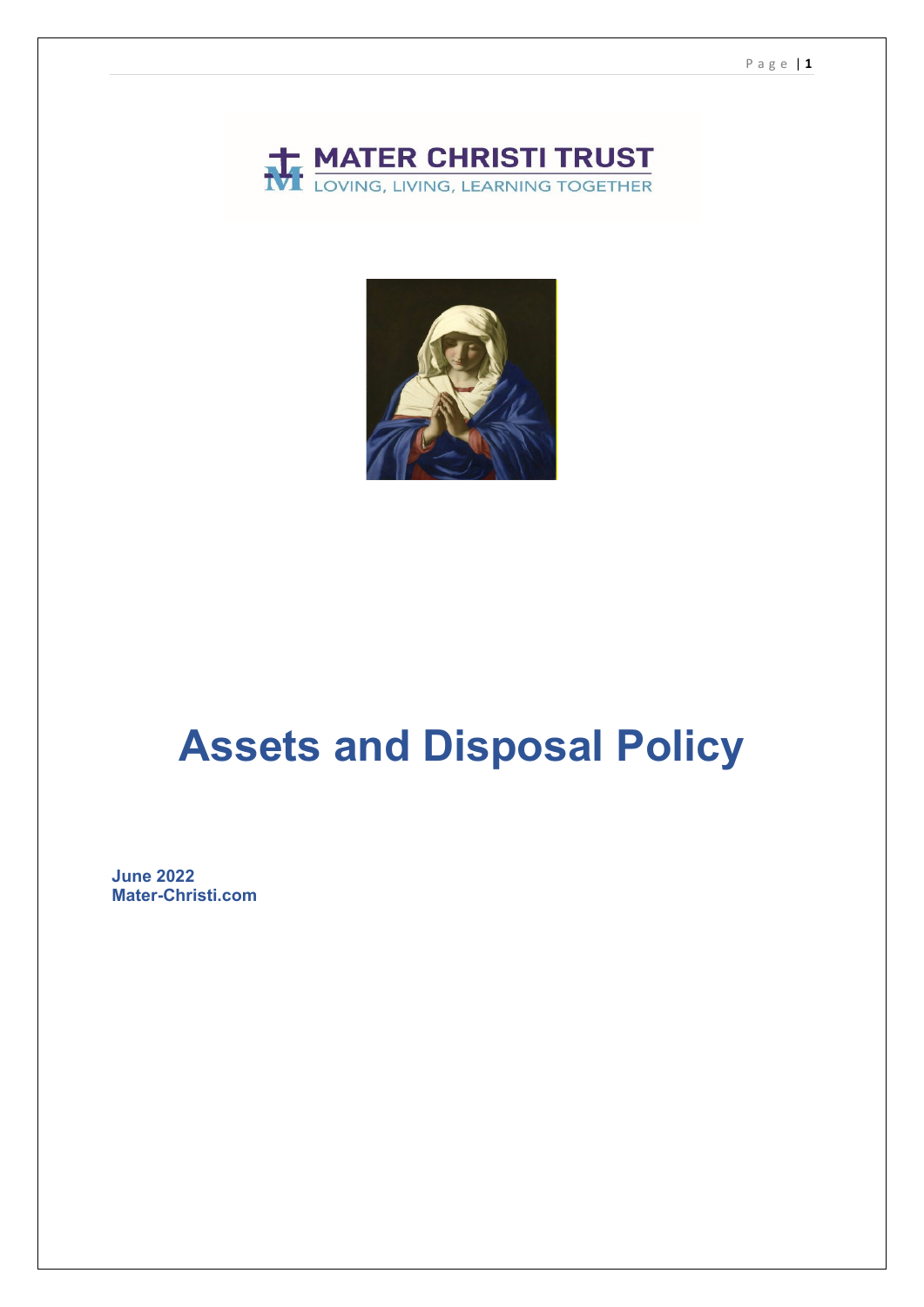MATER CHRISTI TRUST

LOVING, LIVING, LEARNING TOGETHER

# Assets and Disposal Policy

**June 2022**
**Mater-Christi.com**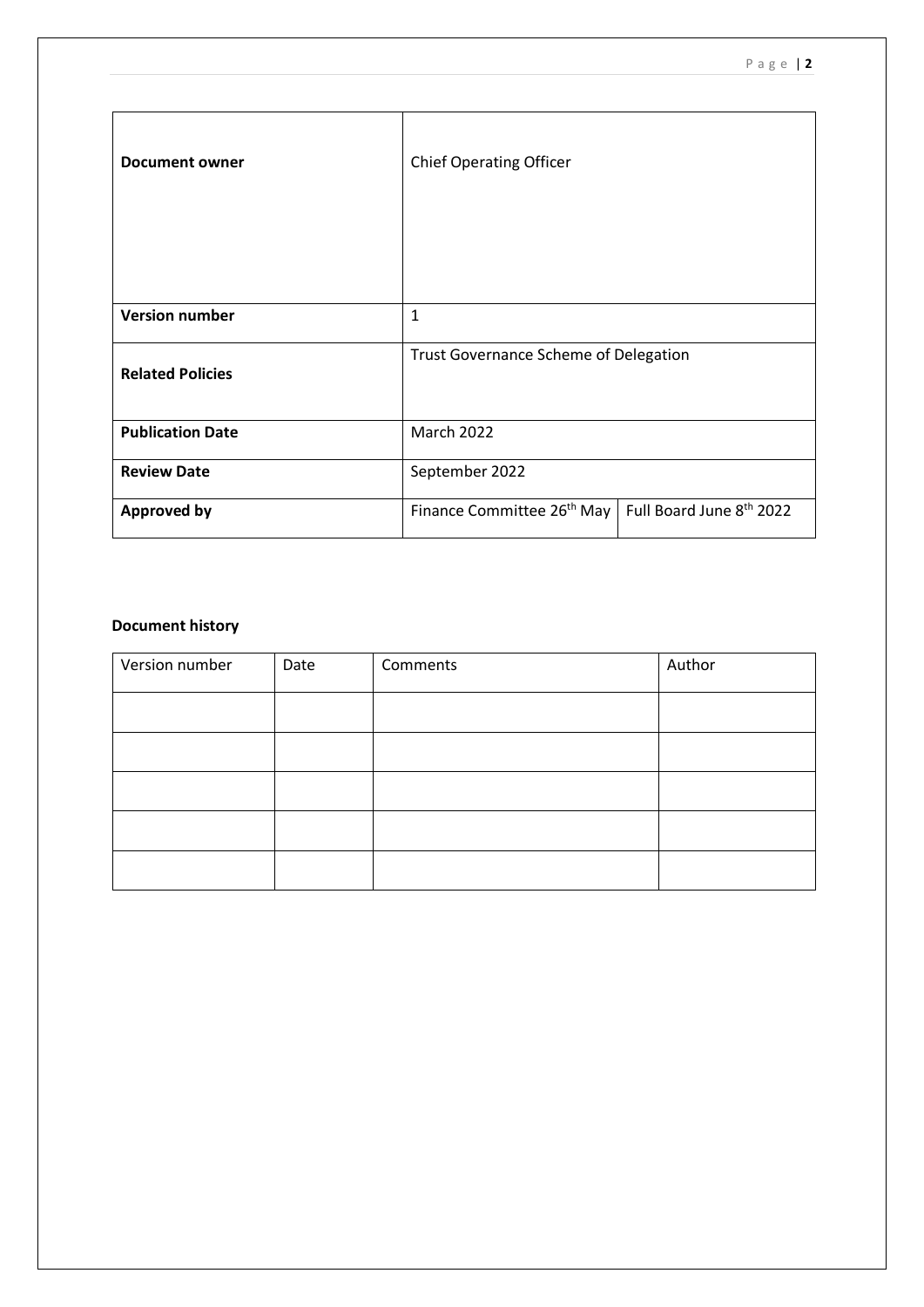| **Document owner** | Chief Operating Officer | |
|---|---|---|
| **Version number** | 1 | |
| **Related Policies** | Trust Governance Scheme of Delegation | |
| **Publication Date** | March 2022 | |
| **Review Date** | September 2022 | |
| **Approved by** | Finance Committee 26th May | Full Board June 8th 2022 |

**Document history**

| Version number | Date | Comments | Author |
|---|---|---|---|
| | | | |
| | | | |
| | | | |
| | | | |
| | | | |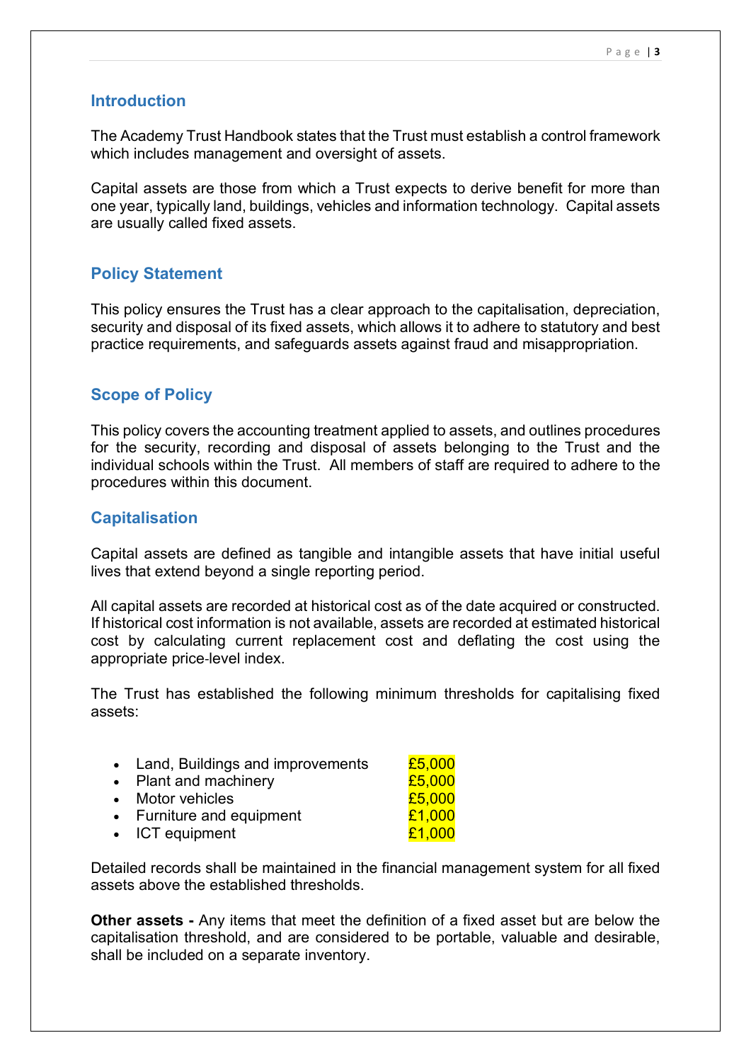## Introduction

The Academy Trust Handbook states that the Trust must establish a control framework which includes management and oversight of assets.

Capital assets are those from which a Trust expects to derive benefit for more than one year, typically land, buildings, vehicles and information technology. Capital assets are usually called fixed assets.

## Policy Statement

This policy ensures the Trust has a clear approach to the capitalisation, depreciation, security and disposal of its fixed assets, which allows it to adhere to statutory and best practice requirements, and safeguards assets against fraud and misappropriation.

## Scope of Policy

This policy covers the accounting treatment applied to assets, and outlines procedures for the security, recording and disposal of assets belonging to the Trust and the individual schools within the Trust. All members of staff are required to adhere to the procedures within this document.

## Capitalisation

Capital assets are defined as tangible and intangible assets that have initial useful lives that extend beyond a single reporting period.

All capital assets are recorded at historical cost as of the date acquired or constructed. If historical cost information is not available, assets are recorded at estimated historical cost by calculating current replacement cost and deflating the cost using the appropriate price-level index.

The Trust has established the following minimum thresholds for capitalising fixed assets:

- Land, Buildings and improvements £5,000
- Plant and machinery £5,000
- Motor vehicles £5,000
- Furniture and equipment £1,000
- ICT equipment £1,000

Detailed records shall be maintained in the financial management system for all fixed assets above the established thresholds.

**Other assets -** Any items that meet the definition of a fixed asset but are below the capitalisation threshold, and are considered to be portable, valuable and desirable, shall be included on a separate inventory.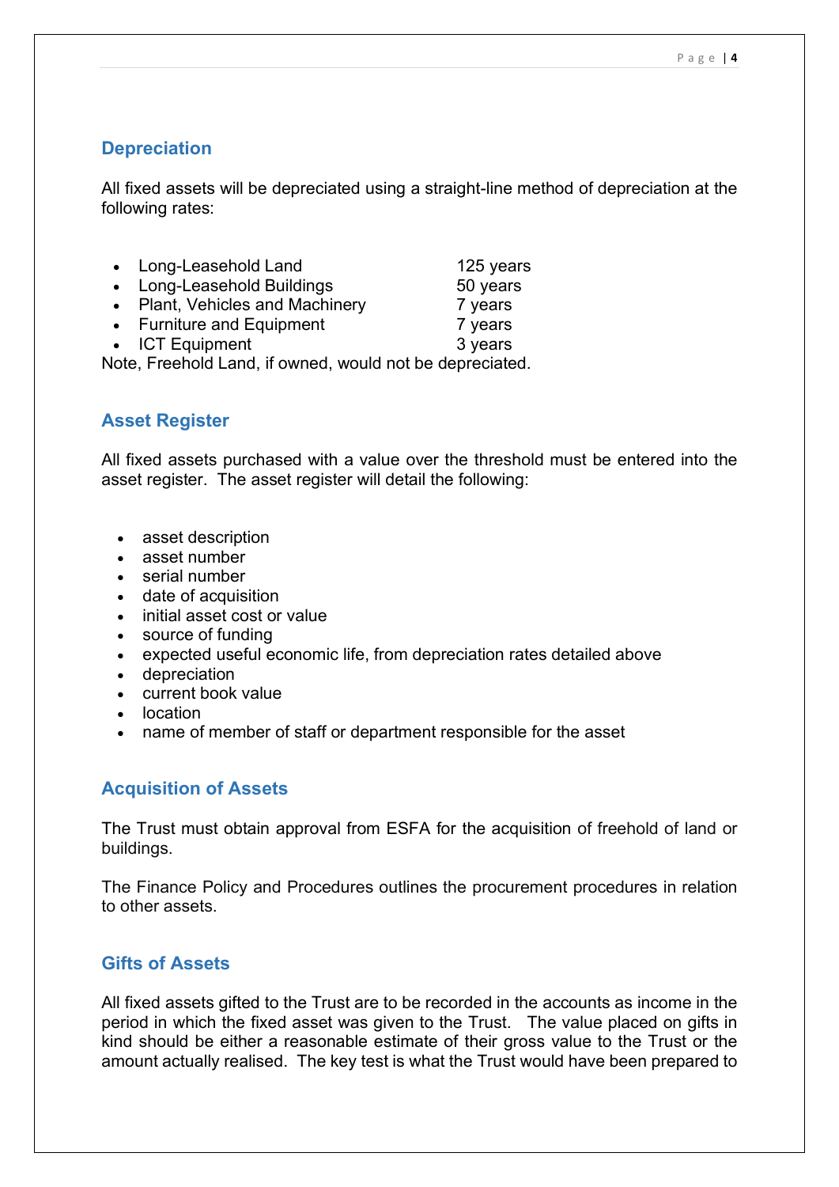## Depreciation

All fixed assets will be depreciated using a straight-line method of depreciation at the following rates:

- Long-Leasehold Land 125 years
- Long-Leasehold Buildings 50 years
- Plant, Vehicles and Machinery 7 years
- Furniture and Equipment 7 years
- ICT Equipment 3 years

Note, Freehold Land, if owned, would not be depreciated.

## Asset Register

All fixed assets purchased with a value over the threshold must be entered into the asset register. The asset register will detail the following:

- asset description
- asset number
- serial number
- date of acquisition
- initial asset cost or value
- source of funding
- expected useful economic life, from depreciation rates detailed above
- depreciation
- current book value
- location
- name of member of staff or department responsible for the asset

## Acquisition of Assets

The Trust must obtain approval from ESFA for the acquisition of freehold of land or buildings.

The Finance Policy and Procedures outlines the procurement procedures in relation to other assets.

## Gifts of Assets

All fixed assets gifted to the Trust are to be recorded in the accounts as income in the period in which the fixed asset was given to the Trust. The value placed on gifts in kind should be either a reasonable estimate of their gross value to the Trust or the amount actually realised. The key test is what the Trust would have been prepared to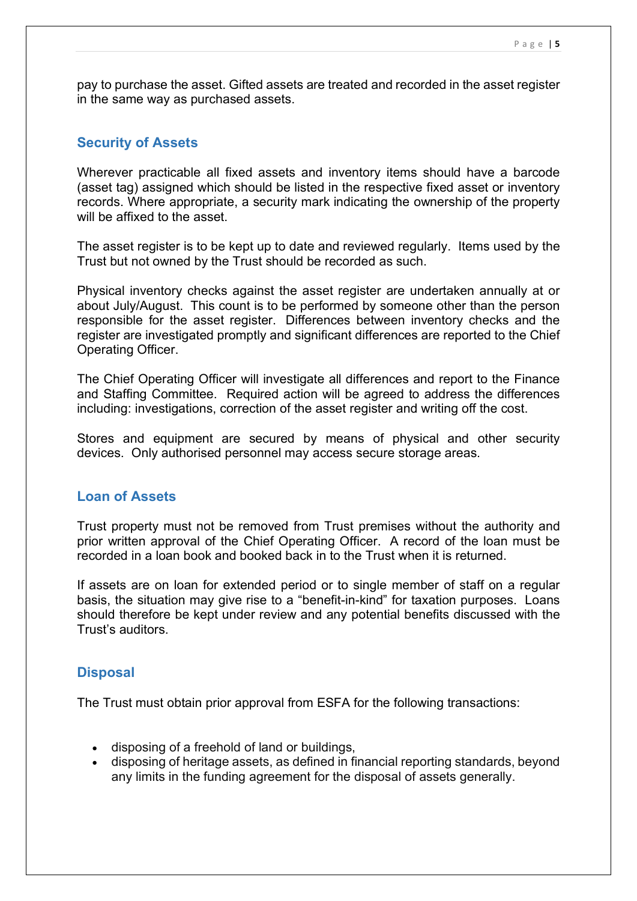pay to purchase the asset. Gifted assets are treated and recorded in the asset register in the same way as purchased assets.

## Security of Assets

Wherever practicable all fixed assets and inventory items should have a barcode (asset tag) assigned which should be listed in the respective fixed asset or inventory records. Where appropriate, a security mark indicating the ownership of the property will be affixed to the asset.

The asset register is to be kept up to date and reviewed regularly. Items used by the Trust but not owned by the Trust should be recorded as such.

Physical inventory checks against the asset register are undertaken annually at or about July/August. This count is to be performed by someone other than the person responsible for the asset register. Differences between inventory checks and the register are investigated promptly and significant differences are reported to the Chief Operating Officer.

The Chief Operating Officer will investigate all differences and report to the Finance and Staffing Committee. Required action will be agreed to address the differences including: investigations, correction of the asset register and writing off the cost.

Stores and equipment are secured by means of physical and other security devices. Only authorised personnel may access secure storage areas.

## Loan of Assets

Trust property must not be removed from Trust premises without the authority and prior written approval of the Chief Operating Officer. A record of the loan must be recorded in a loan book and booked back in to the Trust when it is returned.

If assets are on loan for extended period or to single member of staff on a regular basis, the situation may give rise to a "benefit-in-kind" for taxation purposes. Loans should therefore be kept under review and any potential benefits discussed with the Trust's auditors.

## Disposal

The Trust must obtain prior approval from ESFA for the following transactions:

- disposing of a freehold of land or buildings,
- disposing of heritage assets, as defined in financial reporting standards, beyond any limits in the funding agreement for the disposal of assets generally.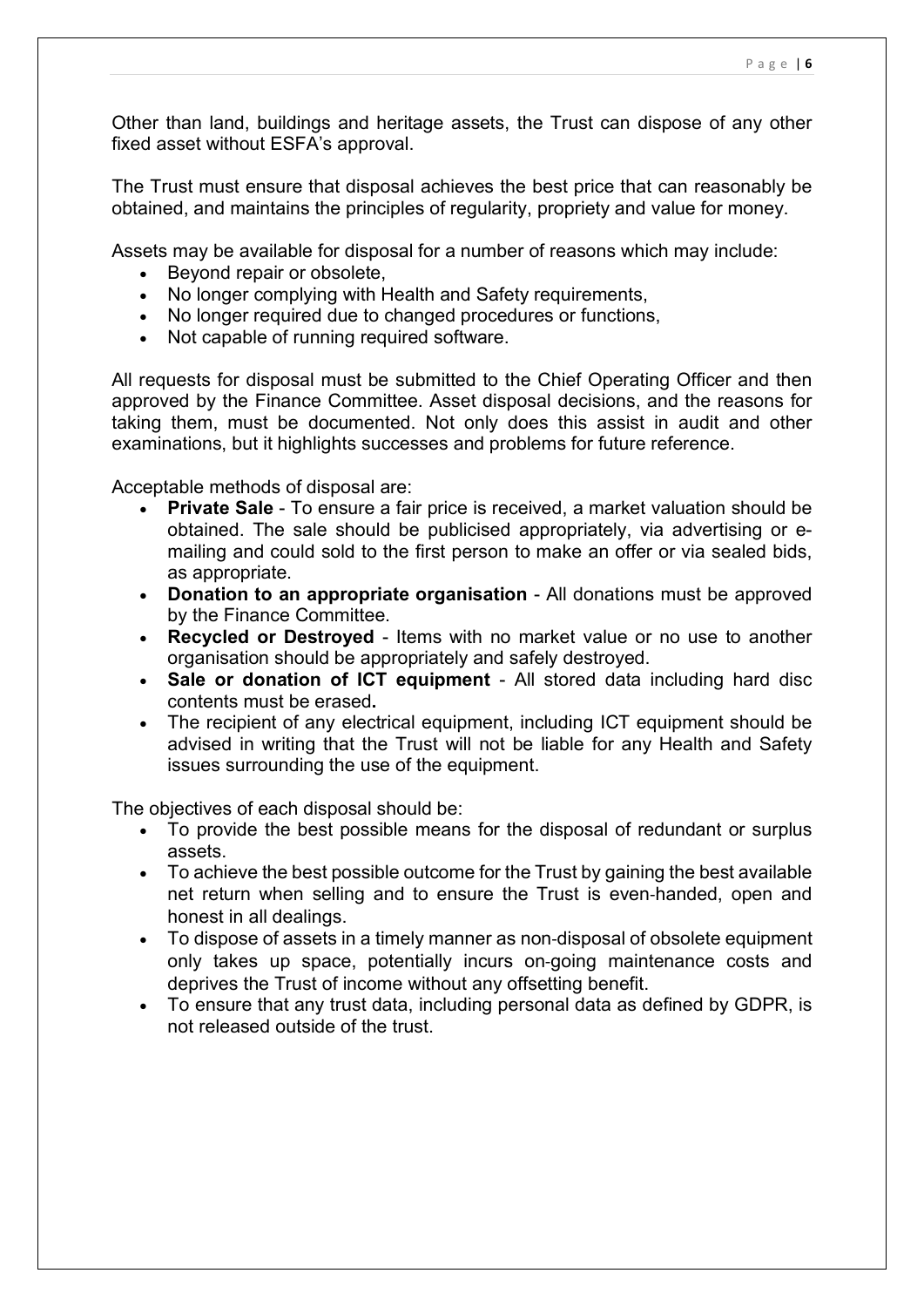Other than land, buildings and heritage assets, the Trust can dispose of any other fixed asset without ESFA's approval.

The Trust must ensure that disposal achieves the best price that can reasonably be obtained, and maintains the principles of regularity, propriety and value for money.

Assets may be available for disposal for a number of reasons which may include:

- Beyond repair or obsolete,
- No longer complying with Health and Safety requirements,
- No longer required due to changed procedures or functions,
- Not capable of running required software.

All requests for disposal must be submitted to the Chief Operating Officer and then approved by the Finance Committee. Asset disposal decisions, and the reasons for taking them, must be documented. Not only does this assist in audit and other examinations, but it highlights successes and problems for future reference.

Acceptable methods of disposal are:

- **Private Sale** - To ensure a fair price is received, a market valuation should be obtained. The sale should be publicised appropriately, via advertising or e-mailing and could sold to the first person to make an offer or via sealed bids, as appropriate.
- **Donation to an appropriate organisation** - All donations must be approved by the Finance Committee.
- **Recycled or Destroyed** - Items with no market value or no use to another organisation should be appropriately and safely destroyed.
- **Sale or donation of ICT equipment** - All stored data including hard disc contents must be erased**.**
- The recipient of any electrical equipment, including ICT equipment should be advised in writing that the Trust will not be liable for any Health and Safety issues surrounding the use of the equipment.

The objectives of each disposal should be:

- To provide the best possible means for the disposal of redundant or surplus assets.
- To achieve the best possible outcome for the Trust by gaining the best available net return when selling and to ensure the Trust is even-handed, open and honest in all dealings.
- To dispose of assets in a timely manner as non-disposal of obsolete equipment only takes up space, potentially incurs on-going maintenance costs and deprives the Trust of income without any offsetting benefit.
- To ensure that any trust data, including personal data as defined by GDPR, is not released outside of the trust.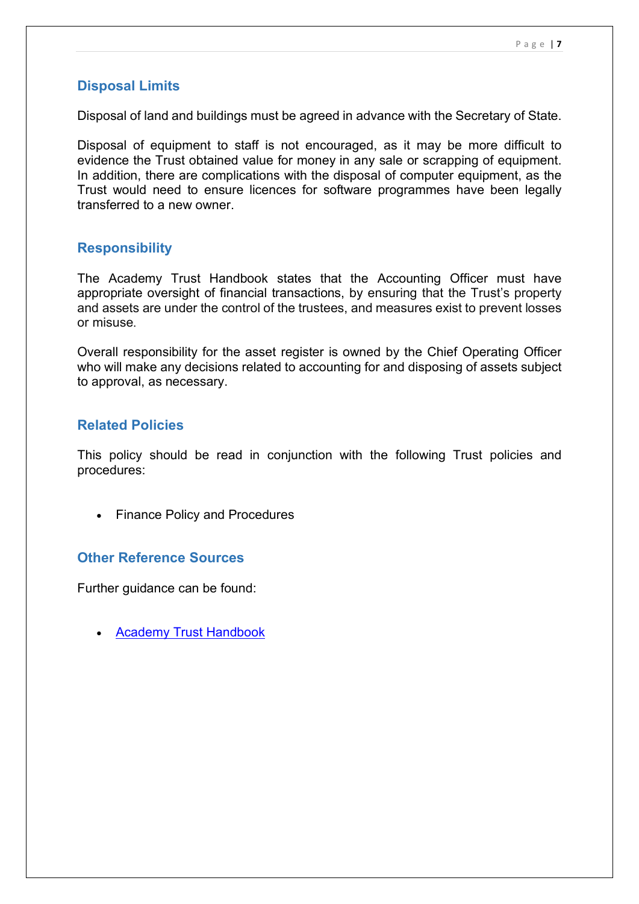## Disposal Limits

Disposal of land and buildings must be agreed in advance with the Secretary of State.

Disposal of equipment to staff is not encouraged, as it may be more difficult to evidence the Trust obtained value for money in any sale or scrapping of equipment. In addition, there are complications with the disposal of computer equipment, as the Trust would need to ensure licences for software programmes have been legally transferred to a new owner.

## Responsibility

The Academy Trust Handbook states that the Accounting Officer must have appropriate oversight of financial transactions, by ensuring that the Trust's property and assets are under the control of the trustees, and measures exist to prevent losses or misuse.

Overall responsibility for the asset register is owned by the Chief Operating Officer who will make any decisions related to accounting for and disposing of assets subject to approval, as necessary.

## Related Policies

This policy should be read in conjunction with the following Trust policies and procedures:

- Finance Policy and Procedures

## Other Reference Sources

Further guidance can be found:

- Academy Trust Handbook